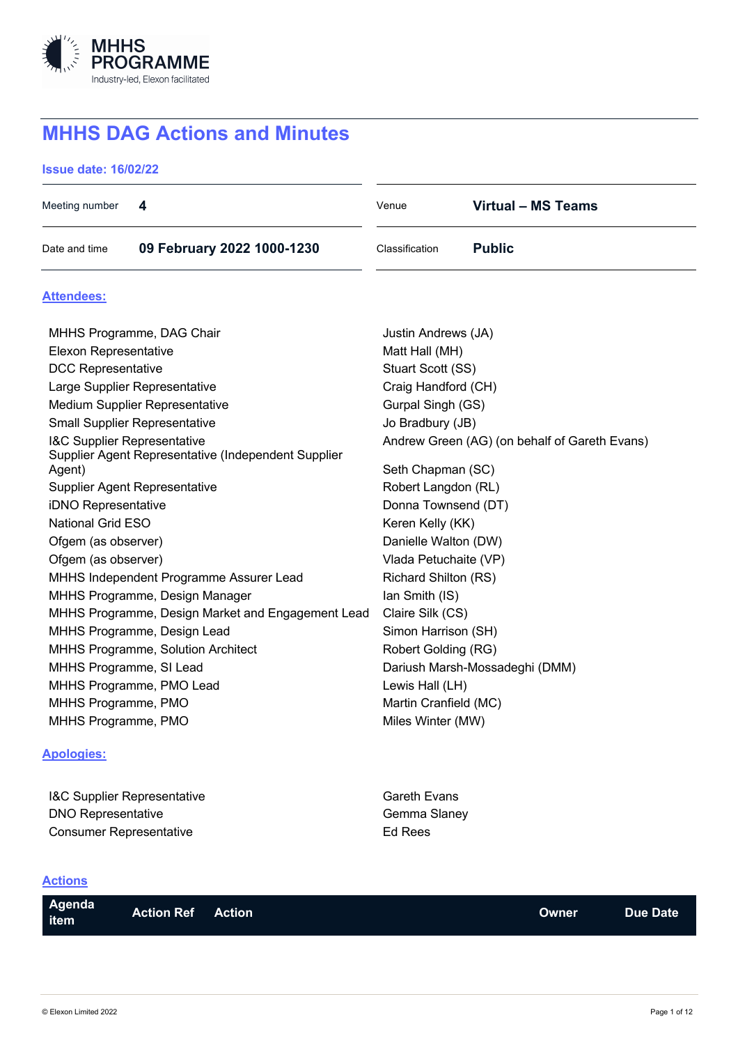# MHHS DAG Actions and Minutes

**Issue date: 16/02/22**

| | | | |
|---|---|---|---|
| Meeting number | **4** | Venue | **Virtual – MS Teams** |
| Date and time | **09 February 2022 1000-1230** | Classification | **Public** |

## Attendees:

| | |
|---|---|
| MHHS Programme, DAG Chair | Justin Andrews (JA) |
| Elexon Representative | Matt Hall (MH) |
| DCC Representative | Stuart Scott (SS) |
| Large Supplier Representative | Craig Handford (CH) |
| Medium Supplier Representative | Gurpal Singh (GS) |
| Small Supplier Representative | Jo Bradbury (JB) |
| I&C Supplier Representative | Andrew Green (AG) (on behalf of Gareth Evans) |
| Supplier Agent Representative (Independent Supplier Agent) | Seth Chapman (SC) |
| Supplier Agent Representative | Robert Langdon (RL) |
| iDNO Representative | Donna Townsend (DT) |
| National Grid ESO | Keren Kelly (KK) |
| Ofgem (as observer) | Danielle Walton (DW) |
| Ofgem (as observer) | Vlada Petuchaite (VP) |
| MHHS Independent Programme Assurer Lead | Richard Shilton (RS) |
| MHHS Programme, Design Manager | Ian Smith (IS) |
| MHHS Programme, Design Market and Engagement Lead | Claire Silk (CS) |
| MHHS Programme, Design Lead | Simon Harrison (SH) |
| MHHS Programme, Solution Architect | Robert Golding (RG) |
| MHHS Programme, SI Lead | Dariush Marsh-Mossadeghi (DMM) |
| MHHS Programme, PMO Lead | Lewis Hall (LH) |
| MHHS Programme, PMO | Martin Cranfield (MC) |
| MHHS Programme, PMO | Miles Winter (MW) |

## Apologies:

| | |
|---|---|
| I&C Supplier Representative | Gareth Evans |
| DNO Representative | Gemma Slaney |
| Consumer Representative | Ed Rees |

## Actions

| Agenda item | Action Ref | Action | Owner | Due Date |
|---|---|---|---|---|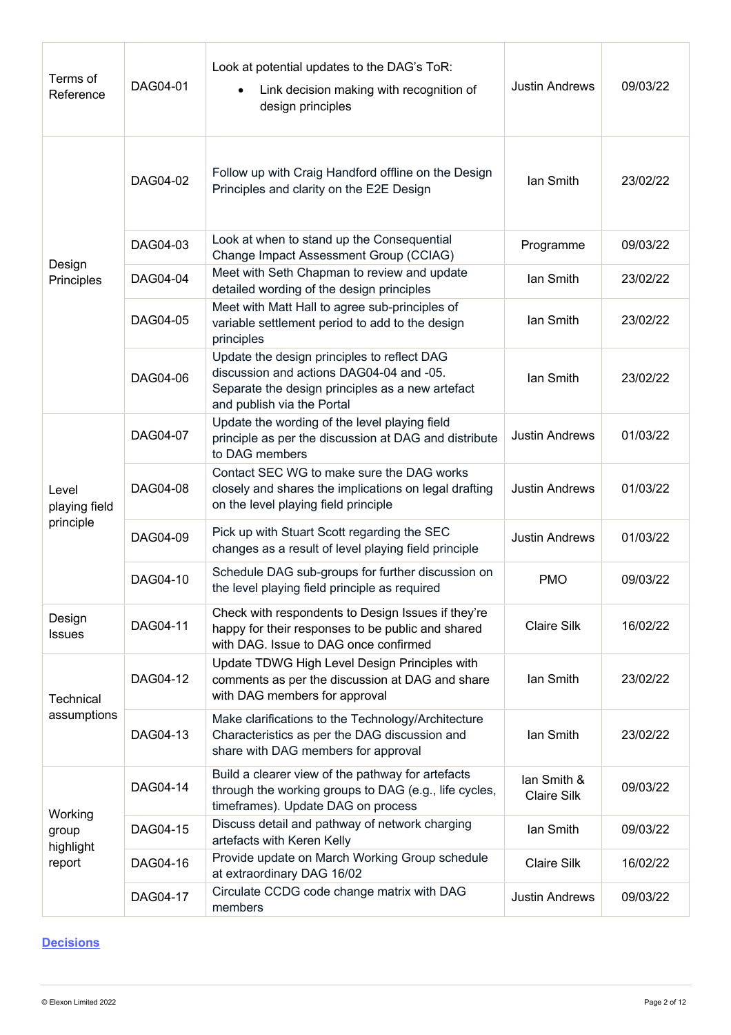| Terms of Reference | DAG04-01 | Look at potential updates to the DAG's ToR:<br>• Link decision making with recognition of design principles | Justin Andrews | 09/03/22 |
|---|---|---|---|---|
| Design Principles | DAG04-02 | Follow up with Craig Handford offline on the Design Principles and clarity on the E2E Design | Ian Smith | 23/02/22 |
| | DAG04-03 | Look at when to stand up the Consequential Change Impact Assessment Group (CCIAG) | Programme | 09/03/22 |
| | DAG04-04 | Meet with Seth Chapman to review and update detailed wording of the design principles | Ian Smith | 23/02/22 |
| | DAG04-05 | Meet with Matt Hall to agree sub-principles of variable settlement period to add to the design principles | Ian Smith | 23/02/22 |
| | DAG04-06 | Update the design principles to reflect DAG discussion and actions DAG04-04 and -05. Separate the design principles as a new artefact and publish via the Portal | Ian Smith | 23/02/22 |
| Level playing field principle | DAG04-07 | Update the wording of the level playing field principle as per the discussion at DAG and distribute to DAG members | Justin Andrews | 01/03/22 |
| | DAG04-08 | Contact SEC WG to make sure the DAG works closely and shares the implications on legal drafting on the level playing field principle | Justin Andrews | 01/03/22 |
| | DAG04-09 | Pick up with Stuart Scott regarding the SEC changes as a result of level playing field principle | Justin Andrews | 01/03/22 |
| | DAG04-10 | Schedule DAG sub-groups for further discussion on the level playing field principle as required | PMO | 09/03/22 |
| Design Issues | DAG04-11 | Check with respondents to Design Issues if they're happy for their responses to be public and shared with DAG. Issue to DAG once confirmed | Claire Silk | 16/02/22 |
| Technical assumptions | DAG04-12 | Update TDWG High Level Design Principles with comments as per the discussion at DAG and share with DAG members for approval | Ian Smith | 23/02/22 |
| | DAG04-13 | Make clarifications to the Technology/Architecture Characteristics as per the DAG discussion and share with DAG members for approval | Ian Smith | 23/02/22 |
| Working group highlight report | DAG04-14 | Build a clearer view of the pathway for artefacts through the working groups to DAG (e.g., life cycles, timeframes). Update DAG on process | Ian Smith & Claire Silk | 09/03/22 |
| | DAG04-15 | Discuss detail and pathway of network charging artefacts with Keren Kelly | Ian Smith | 09/03/22 |
| | DAG04-16 | Provide update on March Working Group schedule at extraordinary DAG 16/02 | Claire Silk | 16/02/22 |
| | DAG04-17 | Circulate CCDG code change matrix with DAG members | Justin Andrews | 09/03/22 |

## Decisions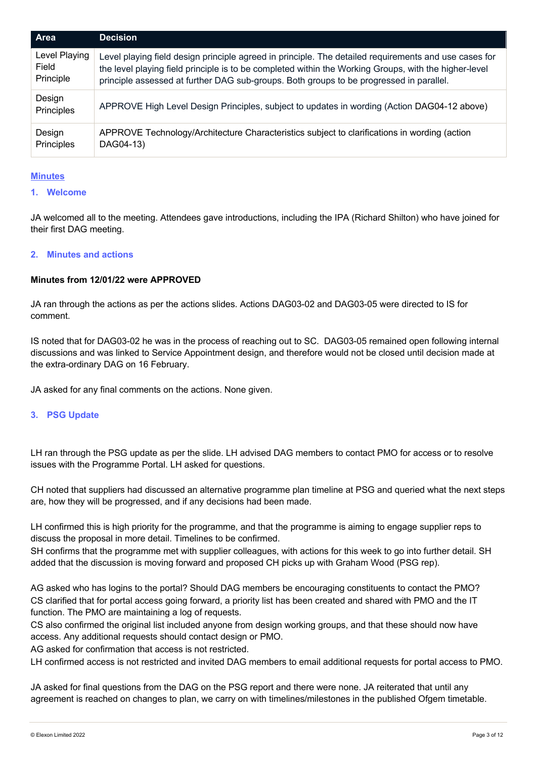| Area | Decision |
| --- | --- |
| Level Playing Field Principle | Level playing field design principle agreed in principle. The detailed requirements and use cases for the level playing field principle is to be completed within the Working Groups, with the higher-level principle assessed at further DAG sub-groups. Both groups to be progressed in parallel. |
| Design Principles | APPROVE High Level Design Principles, subject to updates in wording (Action DAG04-12 above) |
| Design Principles | APPROVE Technology/Architecture Characteristics subject to clarifications in wording (action DAG04-13) |

## Minutes

### 1. Welcome

JA welcomed all to the meeting. Attendees gave introductions, including the IPA (Richard Shilton) who have joined for their first DAG meeting.

### 2. Minutes and actions

**Minutes from 12/01/22 were APPROVED**

JA ran through the actions as per the actions slides. Actions DAG03-02 and DAG03-05 were directed to IS for comment.

IS noted that for DAG03-02 he was in the process of reaching out to SC. DAG03-05 remained open following internal discussions and was linked to Service Appointment design, and therefore would not be closed until decision made at the extra-ordinary DAG on 16 February.

JA asked for any final comments on the actions. None given.

### 3. PSG Update

LH ran through the PSG update as per the slide. LH advised DAG members to contact PMO for access or to resolve issues with the Programme Portal. LH asked for questions.

CH noted that suppliers had discussed an alternative programme plan timeline at PSG and queried what the next steps are, how they will be progressed, and if any decisions had been made.

LH confirmed this is high priority for the programme, and that the programme is aiming to engage supplier reps to discuss the proposal in more detail. Timelines to be confirmed.
SH confirms that the programme met with supplier colleagues, with actions for this week to go into further detail. SH added that the discussion is moving forward and proposed CH picks up with Graham Wood (PSG rep).

AG asked who has logins to the portal? Should DAG members be encouraging constituents to contact the PMO?
CS clarified that for portal access going forward, a priority list has been created and shared with PMO and the IT function. The PMO are maintaining a log of requests.
CS also confirmed the original list included anyone from design working groups, and that these should now have access. Any additional requests should contact design or PMO.
AG asked for confirmation that access is not restricted.
LH confirmed access is not restricted and invited DAG members to email additional requests for portal access to PMO.

JA asked for final questions from the DAG on the PSG report and there were none. JA reiterated that until any agreement is reached on changes to plan, we carry on with timelines/milestones in the published Ofgem timetable.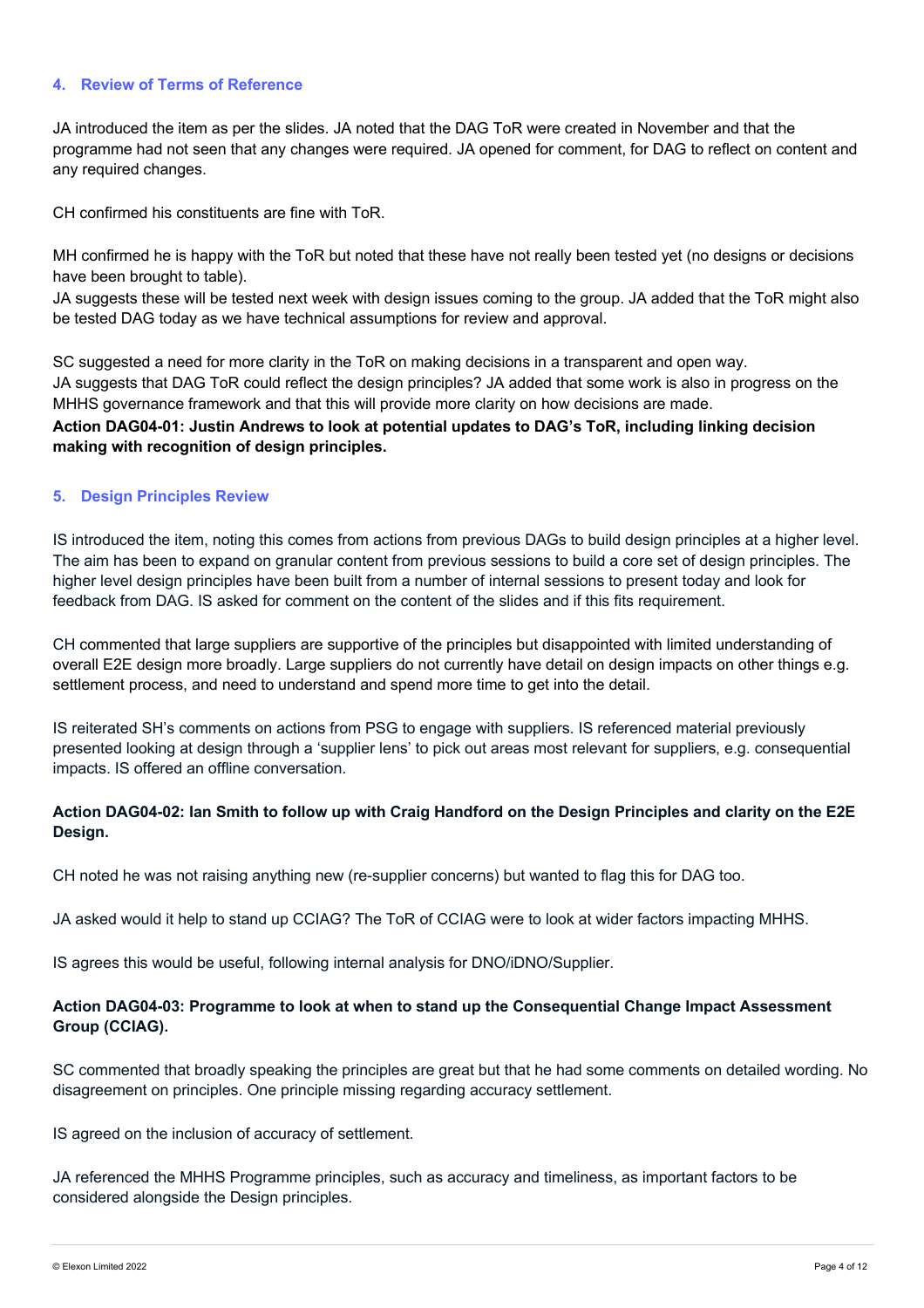## 4. Review of Terms of Reference

JA introduced the item as per the slides. JA noted that the DAG ToR were created in November and that the programme had not seen that any changes were required. JA opened for comment, for DAG to reflect on content and any required changes.

CH confirmed his constituents are fine with ToR.

MH confirmed he is happy with the ToR but noted that these have not really been tested yet (no designs or decisions have been brought to table).
JA suggests these will be tested next week with design issues coming to the group. JA added that the ToR might also be tested DAG today as we have technical assumptions for review and approval.

SC suggested a need for more clarity in the ToR on making decisions in a transparent and open way.
JA suggests that DAG ToR could reflect the design principles? JA added that some work is also in progress on the MHHS governance framework and that this will provide more clarity on how decisions are made.
**Action DAG04-01: Justin Andrews to look at potential updates to DAG's ToR, including linking decision making with recognition of design principles.**

## 5. Design Principles Review

IS introduced the item, noting this comes from actions from previous DAGs to build design principles at a higher level. The aim has been to expand on granular content from previous sessions to build a core set of design principles. The higher level design principles have been built from a number of internal sessions to present today and look for feedback from DAG. IS asked for comment on the content of the slides and if this fits requirement.

CH commented that large suppliers are supportive of the principles but disappointed with limited understanding of overall E2E design more broadly. Large suppliers do not currently have detail on design impacts on other things e.g. settlement process, and need to understand and spend more time to get into the detail.

IS reiterated SH's comments on actions from PSG to engage with suppliers. IS referenced material previously presented looking at design through a 'supplier lens' to pick out areas most relevant for suppliers, e.g. consequential impacts. IS offered an offline conversation.

**Action DAG04-02: Ian Smith to follow up with Craig Handford on the Design Principles and clarity on the E2E Design.**

CH noted he was not raising anything new (re-supplier concerns) but wanted to flag this for DAG too.

JA asked would it help to stand up CCIAG? The ToR of CCIAG were to look at wider factors impacting MHHS.

IS agrees this would be useful, following internal analysis for DNO/iDNO/Supplier.

**Action DAG04-03: Programme to look at when to stand up the Consequential Change Impact Assessment Group (CCIAG).**

SC commented that broadly speaking the principles are great but that he had some comments on detailed wording. No disagreement on principles. One principle missing regarding accuracy settlement.

IS agreed on the inclusion of accuracy of settlement.

JA referenced the MHHS Programme principles, such as accuracy and timeliness, as important factors to be considered alongside the Design principles.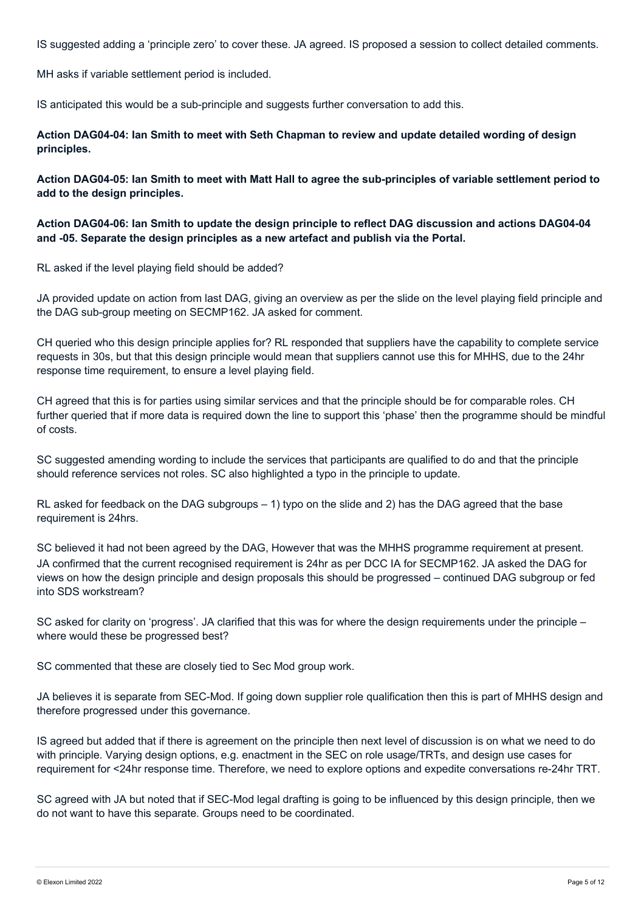IS suggested adding a 'principle zero' to cover these. JA agreed. IS proposed a session to collect detailed comments.

MH asks if variable settlement period is included.

IS anticipated this would be a sub-principle and suggests further conversation to add this.

**Action DAG04-04: Ian Smith to meet with Seth Chapman to review and update detailed wording of design principles.**

**Action DAG04-05: Ian Smith to meet with Matt Hall to agree the sub-principles of variable settlement period to add to the design principles.**

**Action DAG04-06: Ian Smith to update the design principle to reflect DAG discussion and actions DAG04-04 and -05. Separate the design principles as a new artefact and publish via the Portal.**

RL asked if the level playing field should be added?

JA provided update on action from last DAG, giving an overview as per the slide on the level playing field principle and the DAG sub-group meeting on SECMP162. JA asked for comment.

CH queried who this design principle applies for? RL responded that suppliers have the capability to complete service requests in 30s, but that this design principle would mean that suppliers cannot use this for MHHS, due to the 24hr response time requirement, to ensure a level playing field.

CH agreed that this is for parties using similar services and that the principle should be for comparable roles. CH further queried that if more data is required down the line to support this 'phase' then the programme should be mindful of costs.

SC suggested amending wording to include the services that participants are qualified to do and that the principle should reference services not roles. SC also highlighted a typo in the principle to update.

RL asked for feedback on the DAG subgroups – 1) typo on the slide and 2) has the DAG agreed that the base requirement is 24hrs.

SC believed it had not been agreed by the DAG, However that was the MHHS programme requirement at present. JA confirmed that the current recognised requirement is 24hr as per DCC IA for SECMP162. JA asked the DAG for views on how the design principle and design proposals this should be progressed – continued DAG subgroup or fed into SDS workstream?

SC asked for clarity on 'progress'. JA clarified that this was for where the design requirements under the principle – where would these be progressed best?

SC commented that these are closely tied to Sec Mod group work.

JA believes it is separate from SEC-Mod. If going down supplier role qualification then this is part of MHHS design and therefore progressed under this governance.

IS agreed but added that if there is agreement on the principle then next level of discussion is on what we need to do with principle. Varying design options, e.g. enactment in the SEC on role usage/TRTs, and design use cases for requirement for <24hr response time. Therefore, we need to explore options and expedite conversations re-24hr TRT.

SC agreed with JA but noted that if SEC-Mod legal drafting is going to be influenced by this design principle, then we do not want to have this separate. Groups need to be coordinated.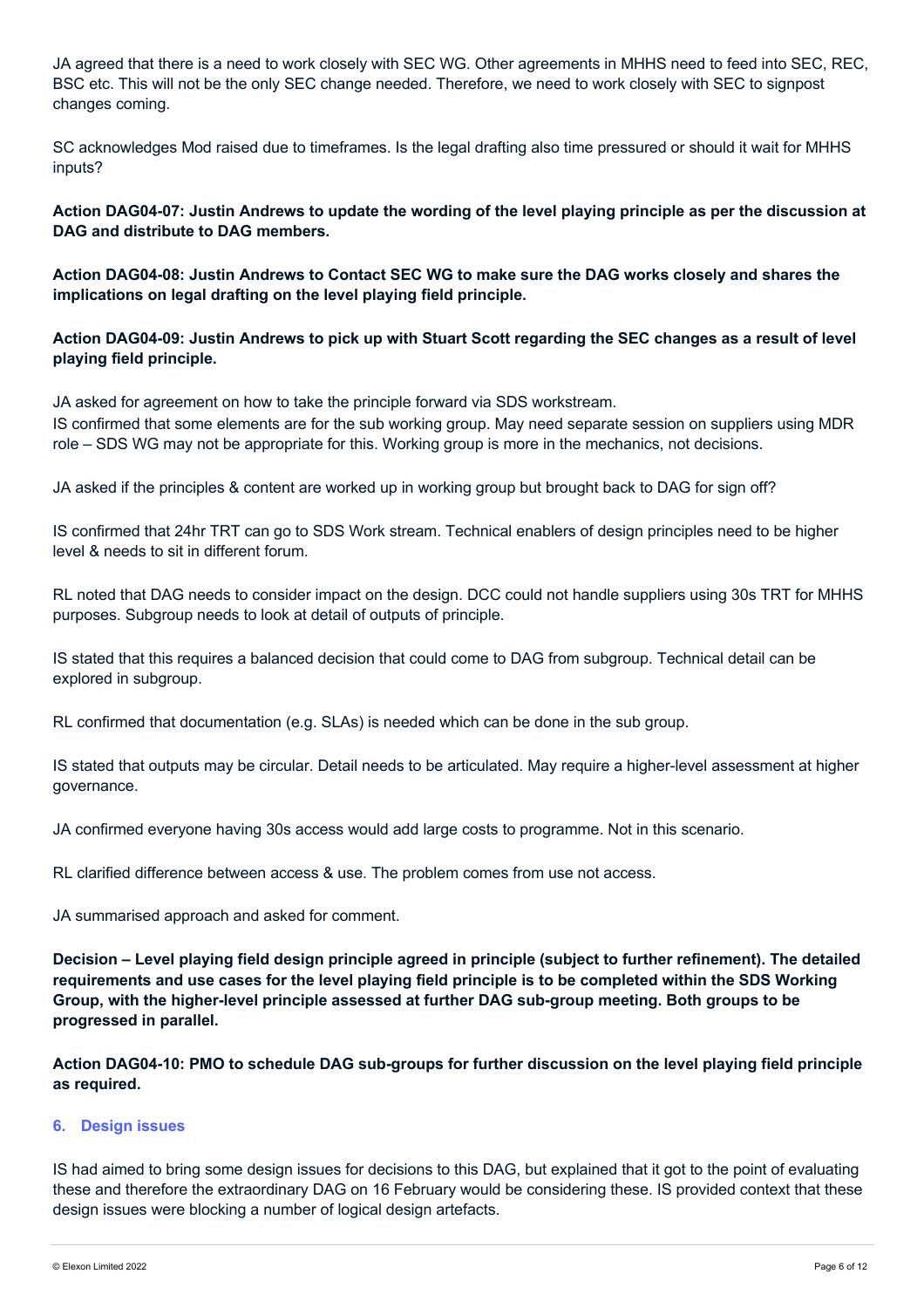JA agreed that there is a need to work closely with SEC WG. Other agreements in MHHS need to feed into SEC, REC, BSC etc. This will not be the only SEC change needed. Therefore, we need to work closely with SEC to signpost changes coming.

SC acknowledges Mod raised due to timeframes. Is the legal drafting also time pressured or should it wait for MHHS inputs?

**Action DAG04-07: Justin Andrews to update the wording of the level playing principle as per the discussion at DAG and distribute to DAG members.**

**Action DAG04-08: Justin Andrews to Contact SEC WG to make sure the DAG works closely and shares the implications on legal drafting on the level playing field principle.**

**Action DAG04-09: Justin Andrews to pick up with Stuart Scott regarding the SEC changes as a result of level playing field principle.**

JA asked for agreement on how to take the principle forward via SDS workstream.
IS confirmed that some elements are for the sub working group. May need separate session on suppliers using MDR role – SDS WG may not be appropriate for this. Working group is more in the mechanics, not decisions.

JA asked if the principles & content are worked up in working group but brought back to DAG for sign off?

IS confirmed that 24hr TRT can go to SDS Work stream. Technical enablers of design principles need to be higher level & needs to sit in different forum.

RL noted that DAG needs to consider impact on the design. DCC could not handle suppliers using 30s TRT for MHHS purposes. Subgroup needs to look at detail of outputs of principle.

IS stated that this requires a balanced decision that could come to DAG from subgroup. Technical detail can be explored in subgroup.

RL confirmed that documentation (e.g. SLAs) is needed which can be done in the sub group.

IS stated that outputs may be circular. Detail needs to be articulated. May require a higher-level assessment at higher governance.

JA confirmed everyone having 30s access would add large costs to programme. Not in this scenario.

RL clarified difference between access & use. The problem comes from use not access.

JA summarised approach and asked for comment.

**Decision – Level playing field design principle agreed in principle (subject to further refinement). The detailed requirements and use cases for the level playing field principle is to be completed within the SDS Working Group, with the higher-level principle assessed at further DAG sub-group meeting. Both groups to be progressed in parallel.**

**Action DAG04-10: PMO to schedule DAG sub-groups for further discussion on the level playing field principle as required.**

## 6. Design issues

IS had aimed to bring some design issues for decisions to this DAG, but explained that it got to the point of evaluating these and therefore the extraordinary DAG on 16 February would be considering these. IS provided context that these design issues were blocking a number of logical design artefacts.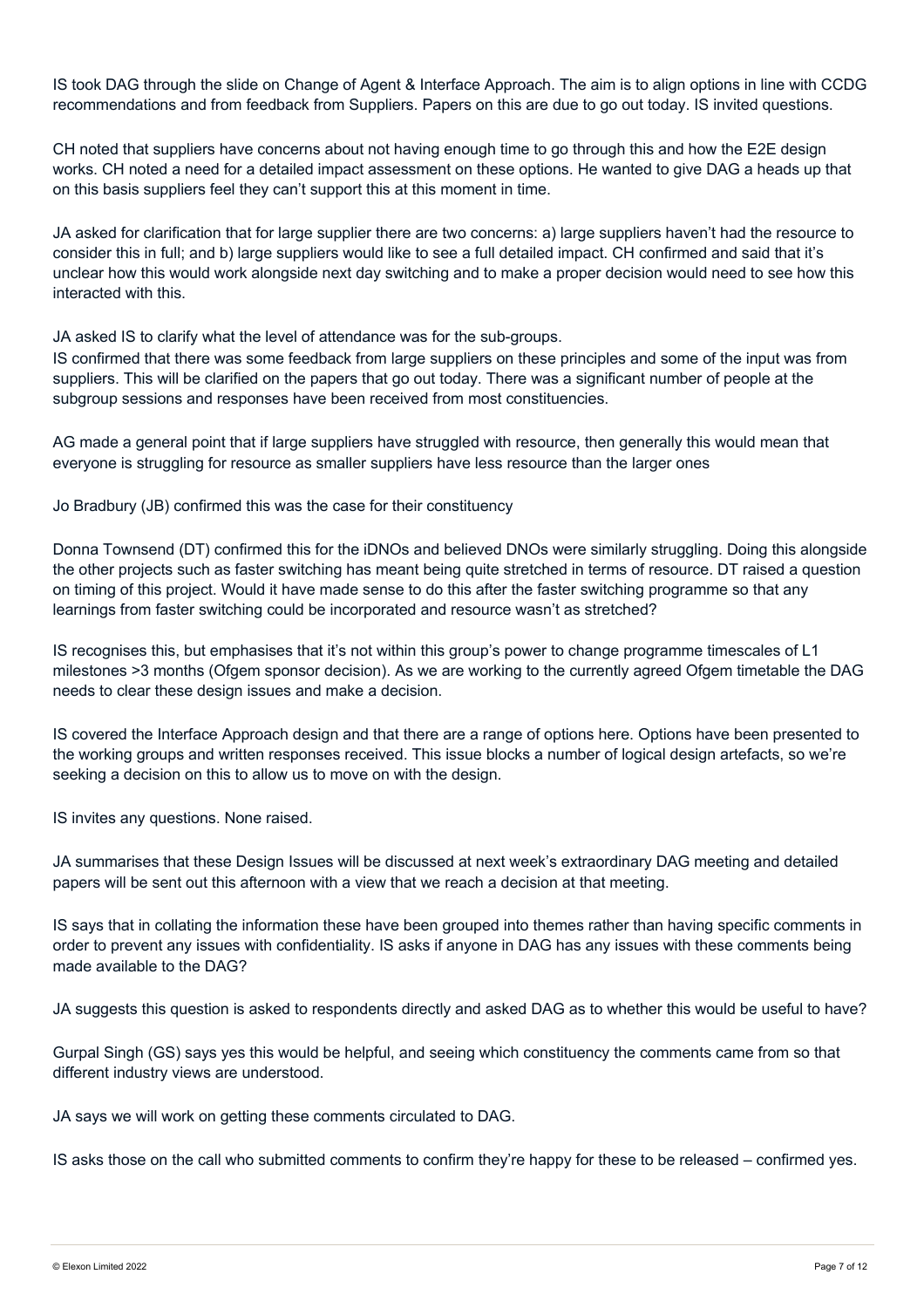IS took DAG through the slide on Change of Agent & Interface Approach. The aim is to align options in line with CCDG recommendations and from feedback from Suppliers. Papers on this are due to go out today. IS invited questions.

CH noted that suppliers have concerns about not having enough time to go through this and how the E2E design works. CH noted a need for a detailed impact assessment on these options. He wanted to give DAG a heads up that on this basis suppliers feel they can't support this at this moment in time.

JA asked for clarification that for large supplier there are two concerns: a) large suppliers haven't had the resource to consider this in full; and b) large suppliers would like to see a full detailed impact. CH confirmed and said that it's unclear how this would work alongside next day switching and to make a proper decision would need to see how this interacted with this.

JA asked IS to clarify what the level of attendance was for the sub-groups.
IS confirmed that there was some feedback from large suppliers on these principles and some of the input was from suppliers. This will be clarified on the papers that go out today. There was a significant number of people at the subgroup sessions and responses have been received from most constituencies.

AG made a general point that if large suppliers have struggled with resource, then generally this would mean that everyone is struggling for resource as smaller suppliers have less resource than the larger ones

Jo Bradbury (JB) confirmed this was the case for their constituency

Donna Townsend (DT) confirmed this for the iDNOs and believed DNOs were similarly struggling. Doing this alongside the other projects such as faster switching has meant being quite stretched in terms of resource. DT raised a question on timing of this project. Would it have made sense to do this after the faster switching programme so that any learnings from faster switching could be incorporated and resource wasn't as stretched?

IS recognises this, but emphasises that it's not within this group's power to change programme timescales of L1 milestones >3 months (Ofgem sponsor decision). As we are working to the currently agreed Ofgem timetable the DAG needs to clear these design issues and make a decision.

IS covered the Interface Approach design and that there are a range of options here. Options have been presented to the working groups and written responses received. This issue blocks a number of logical design artefacts, so we're seeking a decision on this to allow us to move on with the design.

IS invites any questions. None raised.

JA summarises that these Design Issues will be discussed at next week's extraordinary DAG meeting and detailed papers will be sent out this afternoon with a view that we reach a decision at that meeting.

IS says that in collating the information these have been grouped into themes rather than having specific comments in order to prevent any issues with confidentiality. IS asks if anyone in DAG has any issues with these comments being made available to the DAG?

JA suggests this question is asked to respondents directly and asked DAG as to whether this would be useful to have?

Gurpal Singh (GS) says yes this would be helpful, and seeing which constituency the comments came from so that different industry views are understood.

JA says we will work on getting these comments circulated to DAG.

IS asks those on the call who submitted comments to confirm they're happy for these to be released – confirmed yes.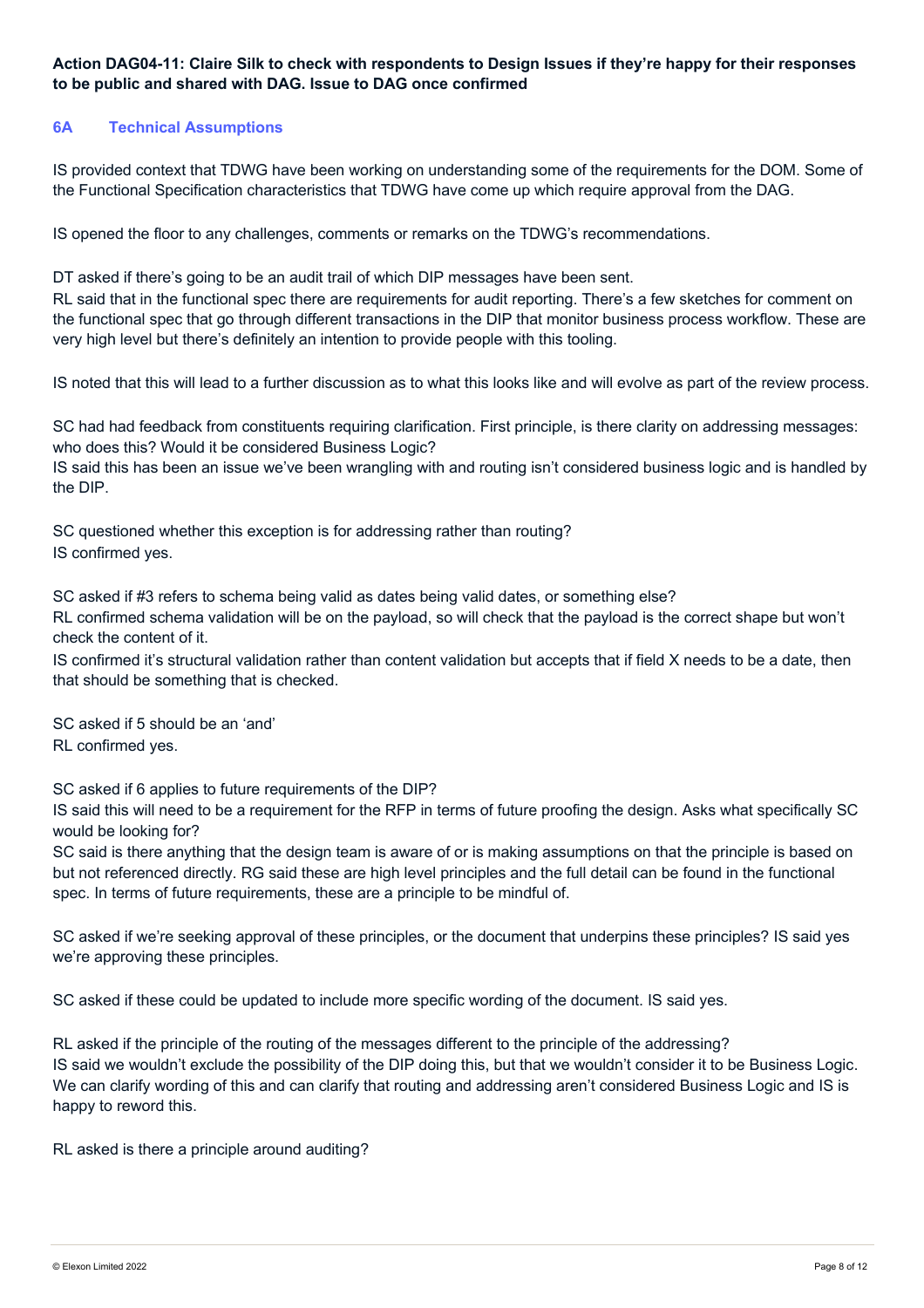**Action DAG04-11: Claire Silk to check with respondents to Design Issues if they're happy for their responses to be public and shared with DAG. Issue to DAG once confirmed**

### 6A Technical Assumptions

IS provided context that TDWG have been working on understanding some of the requirements for the DOM. Some of the Functional Specification characteristics that TDWG have come up which require approval from the DAG.

IS opened the floor to any challenges, comments or remarks on the TDWG's recommendations.

DT asked if there's going to be an audit trail of which DIP messages have been sent.
RL said that in the functional spec there are requirements for audit reporting. There's a few sketches for comment on the functional spec that go through different transactions in the DIP that monitor business process workflow. These are very high level but there's definitely an intention to provide people with this tooling.

IS noted that this will lead to a further discussion as to what this looks like and will evolve as part of the review process.

SC had had feedback from constituents requiring clarification. First principle, is there clarity on addressing messages: who does this? Would it be considered Business Logic?
IS said this has been an issue we've been wrangling with and routing isn't considered business logic and is handled by the DIP.

SC questioned whether this exception is for addressing rather than routing?
IS confirmed yes.

SC asked if #3 refers to schema being valid as dates being valid dates, or something else?
RL confirmed schema validation will be on the payload, so will check that the payload is the correct shape but won't check the content of it.
IS confirmed it's structural validation rather than content validation but accepts that if field X needs to be a date, then that should be something that is checked.

SC asked if 5 should be an 'and'
RL confirmed yes.

SC asked if 6 applies to future requirements of the DIP?
IS said this will need to be a requirement for the RFP in terms of future proofing the design. Asks what specifically SC would be looking for?
SC said is there anything that the design team is aware of or is making assumptions on that the principle is based on but not referenced directly. RG said these are high level principles and the full detail can be found in the functional spec. In terms of future requirements, these are a principle to be mindful of.

SC asked if we're seeking approval of these principles, or the document that underpins these principles? IS said yes we're approving these principles.

SC asked if these could be updated to include more specific wording of the document. IS said yes.

RL asked if the principle of the routing of the messages different to the principle of the addressing?
IS said we wouldn't exclude the possibility of the DIP doing this, but that we wouldn't consider it to be Business Logic. We can clarify wording of this and can clarify that routing and addressing aren't considered Business Logic and IS is happy to reword this.

RL asked is there a principle around auditing?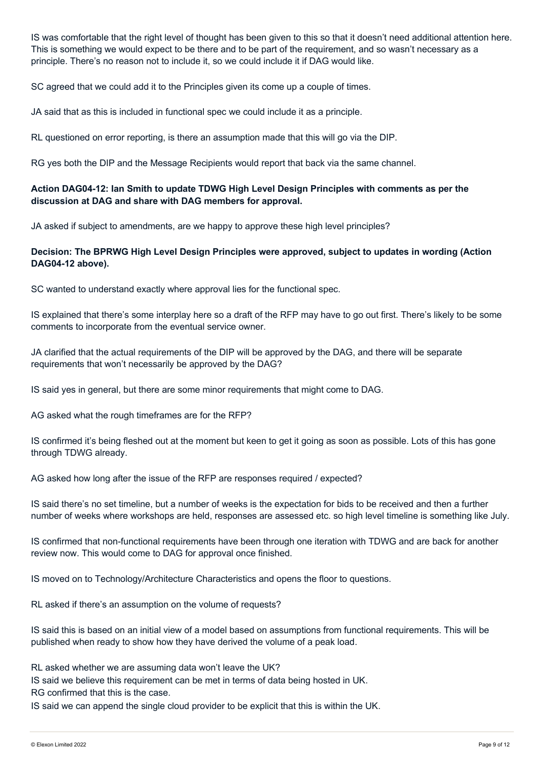IS was comfortable that the right level of thought has been given to this so that it doesn't need additional attention here. This is something we would expect to be there and to be part of the requirement, and so wasn't necessary as a principle. There's no reason not to include it, so we could include it if DAG would like.

SC agreed that we could add it to the Principles given its come up a couple of times.

JA said that as this is included in functional spec we could include it as a principle.

RL questioned on error reporting, is there an assumption made that this will go via the DIP.

RG yes both the DIP and the Message Recipients would report that back via the same channel.

**Action DAG04-12: Ian Smith to update TDWG High Level Design Principles with comments as per the discussion at DAG and share with DAG members for approval.**

JA asked if subject to amendments, are we happy to approve these high level principles?

**Decision: The BPRWG High Level Design Principles were approved, subject to updates in wording (Action DAG04-12 above).**

SC wanted to understand exactly where approval lies for the functional spec.

IS explained that there's some interplay here so a draft of the RFP may have to go out first. There's likely to be some comments to incorporate from the eventual service owner.

JA clarified that the actual requirements of the DIP will be approved by the DAG, and there will be separate requirements that won't necessarily be approved by the DAG?

IS said yes in general, but there are some minor requirements that might come to DAG.

AG asked what the rough timeframes are for the RFP?

IS confirmed it's being fleshed out at the moment but keen to get it going as soon as possible. Lots of this has gone through TDWG already.

AG asked how long after the issue of the RFP are responses required / expected?

IS said there's no set timeline, but a number of weeks is the expectation for bids to be received and then a further number of weeks where workshops are held, responses are assessed etc. so high level timeline is something like July.

IS confirmed that non-functional requirements have been through one iteration with TDWG and are back for another review now. This would come to DAG for approval once finished.

IS moved on to Technology/Architecture Characteristics and opens the floor to questions.

RL asked if there's an assumption on the volume of requests?

IS said this is based on an initial view of a model based on assumptions from functional requirements. This will be published when ready to show how they have derived the volume of a peak load.

RL asked whether we are assuming data won't leave the UK?
IS said we believe this requirement can be met in terms of data being hosted in UK.
RG confirmed that this is the case.
IS said we can append the single cloud provider to be explicit that this is within the UK.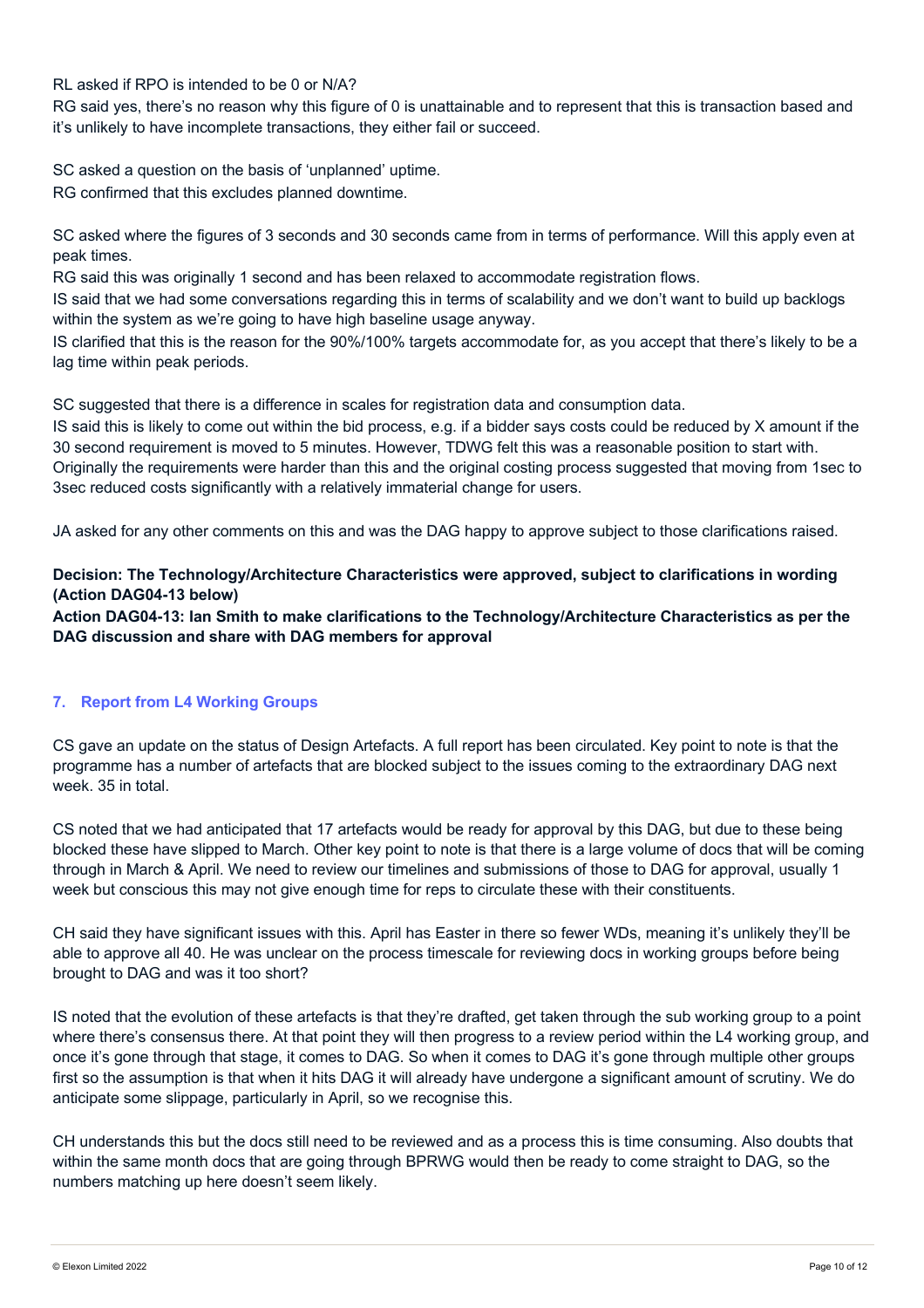RL asked if RPO is intended to be 0 or N/A?

RG said yes, there's no reason why this figure of 0 is unattainable and to represent that this is transaction based and it's unlikely to have incomplete transactions, they either fail or succeed.

SC asked a question on the basis of 'unplanned' uptime.

RG confirmed that this excludes planned downtime.

SC asked where the figures of 3 seconds and 30 seconds came from in terms of performance. Will this apply even at peak times.

RG said this was originally 1 second and has been relaxed to accommodate registration flows.

IS said that we had some conversations regarding this in terms of scalability and we don't want to build up backlogs within the system as we're going to have high baseline usage anyway.

IS clarified that this is the reason for the 90%/100% targets accommodate for, as you accept that there's likely to be a lag time within peak periods.

SC suggested that there is a difference in scales for registration data and consumption data.

IS said this is likely to come out within the bid process, e.g. if a bidder says costs could be reduced by X amount if the 30 second requirement is moved to 5 minutes. However, TDWG felt this was a reasonable position to start with. Originally the requirements were harder than this and the original costing process suggested that moving from 1sec to 3sec reduced costs significantly with a relatively immaterial change for users.

JA asked for any other comments on this and was the DAG happy to approve subject to those clarifications raised.

**Decision: The Technology/Architecture Characteristics were approved, subject to clarifications in wording (Action DAG04-13 below)**

**Action DAG04-13: Ian Smith to make clarifications to the Technology/Architecture Characteristics as per the DAG discussion and share with DAG members for approval**

## 7. Report from L4 Working Groups

CS gave an update on the status of Design Artefacts. A full report has been circulated. Key point to note is that the programme has a number of artefacts that are blocked subject to the issues coming to the extraordinary DAG next week. 35 in total.

CS noted that we had anticipated that 17 artefacts would be ready for approval by this DAG, but due to these being blocked these have slipped to March. Other key point to note is that there is a large volume of docs that will be coming through in March & April. We need to review our timelines and submissions of those to DAG for approval, usually 1 week but conscious this may not give enough time for reps to circulate these with their constituents.

CH said they have significant issues with this. April has Easter in there so fewer WDs, meaning it's unlikely they'll be able to approve all 40. He was unclear on the process timescale for reviewing docs in working groups before being brought to DAG and was it too short?

IS noted that the evolution of these artefacts is that they're drafted, get taken through the sub working group to a point where there's consensus there. At that point they will then progress to a review period within the L4 working group, and once it's gone through that stage, it comes to DAG. So when it comes to DAG it's gone through multiple other groups first so the assumption is that when it hits DAG it will already have undergone a significant amount of scrutiny. We do anticipate some slippage, particularly in April, so we recognise this.

CH understands this but the docs still need to be reviewed and as a process this is time consuming. Also doubts that within the same month docs that are going through BPRWG would then be ready to come straight to DAG, so the numbers matching up here doesn't seem likely.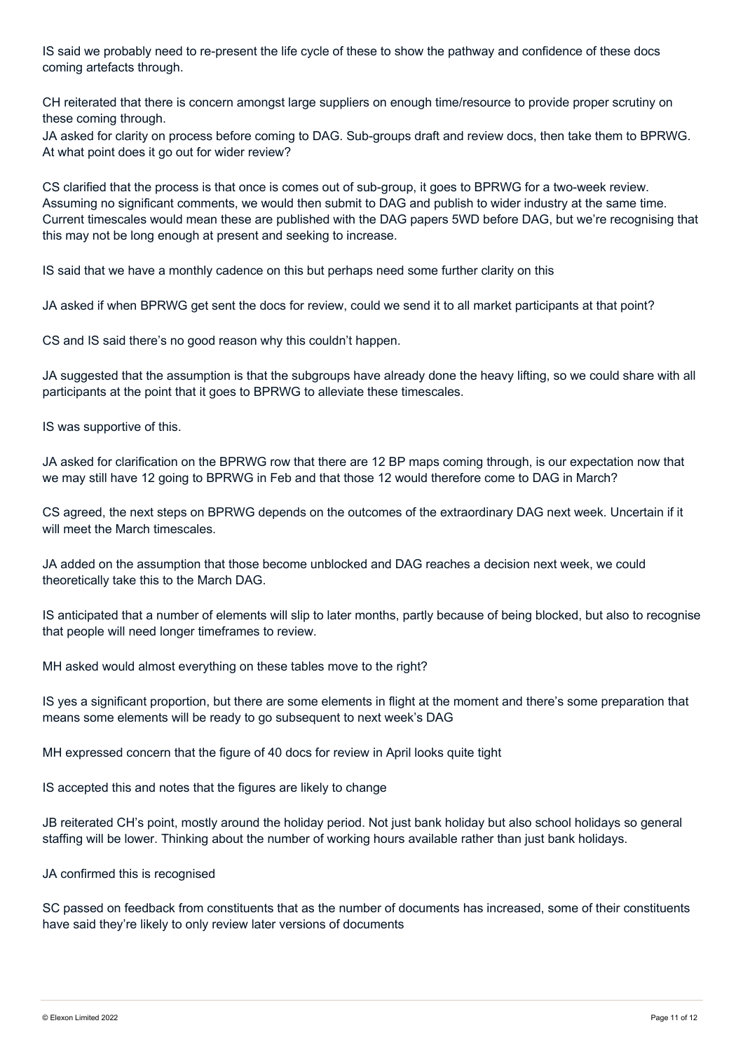IS said we probably need to re-present the life cycle of these to show the pathway and confidence of these docs coming artefacts through.

CH reiterated that there is concern amongst large suppliers on enough time/resource to provide proper scrutiny on these coming through.
JA asked for clarity on process before coming to DAG. Sub-groups draft and review docs, then take them to BPRWG. At what point does it go out for wider review?

CS clarified that the process is that once is comes out of sub-group, it goes to BPRWG for a two-week review. Assuming no significant comments, we would then submit to DAG and publish to wider industry at the same time. Current timescales would mean these are published with the DAG papers 5WD before DAG, but we're recognising that this may not be long enough at present and seeking to increase.

IS said that we have a monthly cadence on this but perhaps need some further clarity on this

JA asked if when BPRWG get sent the docs for review, could we send it to all market participants at that point?

CS and IS said there's no good reason why this couldn't happen.

JA suggested that the assumption is that the subgroups have already done the heavy lifting, so we could share with all participants at the point that it goes to BPRWG to alleviate these timescales.

IS was supportive of this.

JA asked for clarification on the BPRWG row that there are 12 BP maps coming through, is our expectation now that we may still have 12 going to BPRWG in Feb and that those 12 would therefore come to DAG in March?

CS agreed, the next steps on BPRWG depends on the outcomes of the extraordinary DAG next week. Uncertain if it will meet the March timescales.

JA added on the assumption that those become unblocked and DAG reaches a decision next week, we could theoretically take this to the March DAG.

IS anticipated that a number of elements will slip to later months, partly because of being blocked, but also to recognise that people will need longer timeframes to review.

MH asked would almost everything on these tables move to the right?

IS yes a significant proportion, but there are some elements in flight at the moment and there's some preparation that means some elements will be ready to go subsequent to next week's DAG

MH expressed concern that the figure of 40 docs for review in April looks quite tight

IS accepted this and notes that the figures are likely to change

JB reiterated CH's point, mostly around the holiday period. Not just bank holiday but also school holidays so general staffing will be lower. Thinking about the number of working hours available rather than just bank holidays.

JA confirmed this is recognised

SC passed on feedback from constituents that as the number of documents has increased, some of their constituents have said they're likely to only review later versions of documents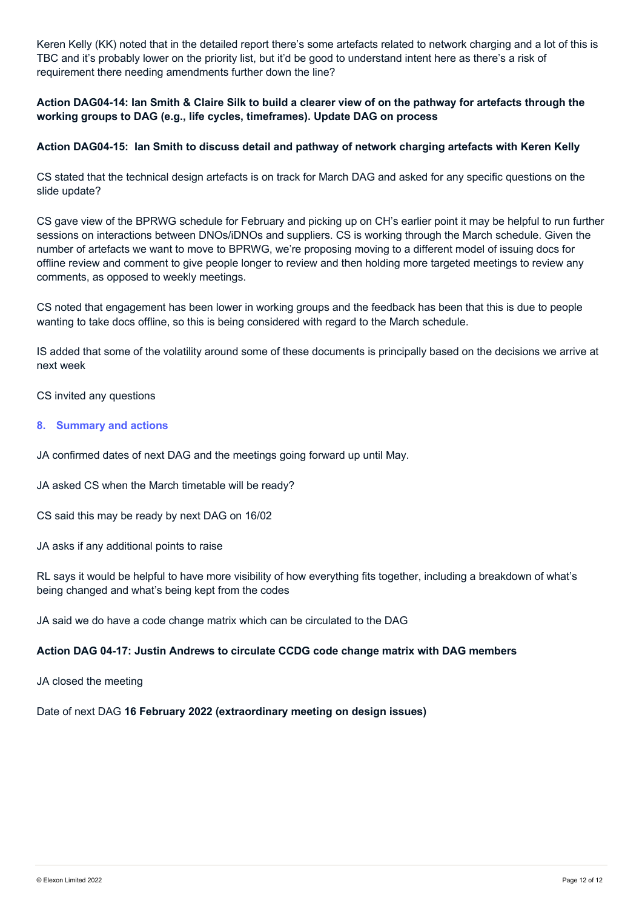Keren Kelly (KK) noted that in the detailed report there's some artefacts related to network charging and a lot of this is TBC and it's probably lower on the priority list, but it'd be good to understand intent here as there's a risk of requirement there needing amendments further down the line?

**Action DAG04-14: Ian Smith & Claire Silk to build a clearer view of on the pathway for artefacts through the working groups to DAG (e.g., life cycles, timeframes). Update DAG on process**

**Action DAG04-15: Ian Smith to discuss detail and pathway of network charging artefacts with Keren Kelly**

CS stated that the technical design artefacts is on track for March DAG and asked for any specific questions on the slide update?

CS gave view of the BPRWG schedule for February and picking up on CH's earlier point it may be helpful to run further sessions on interactions between DNOs/iDNOs and suppliers. CS is working through the March schedule. Given the number of artefacts we want to move to BPRWG, we're proposing moving to a different model of issuing docs for offline review and comment to give people longer to review and then holding more targeted meetings to review any comments, as opposed to weekly meetings.

CS noted that engagement has been lower in working groups and the feedback has been that this is due to people wanting to take docs offline, so this is being considered with regard to the March schedule.

IS added that some of the volatility around some of these documents is principally based on the decisions we arrive at next week

CS invited any questions

## 8. Summary and actions

JA confirmed dates of next DAG and the meetings going forward up until May.

JA asked CS when the March timetable will be ready?

CS said this may be ready by next DAG on 16/02

JA asks if any additional points to raise

RL says it would be helpful to have more visibility of how everything fits together, including a breakdown of what's being changed and what's being kept from the codes

JA said we do have a code change matrix which can be circulated to the DAG

**Action DAG 04-17: Justin Andrews to circulate CCDG code change matrix with DAG members**

JA closed the meeting

Date of next DAG **16 February 2022 (extraordinary meeting on design issues)**